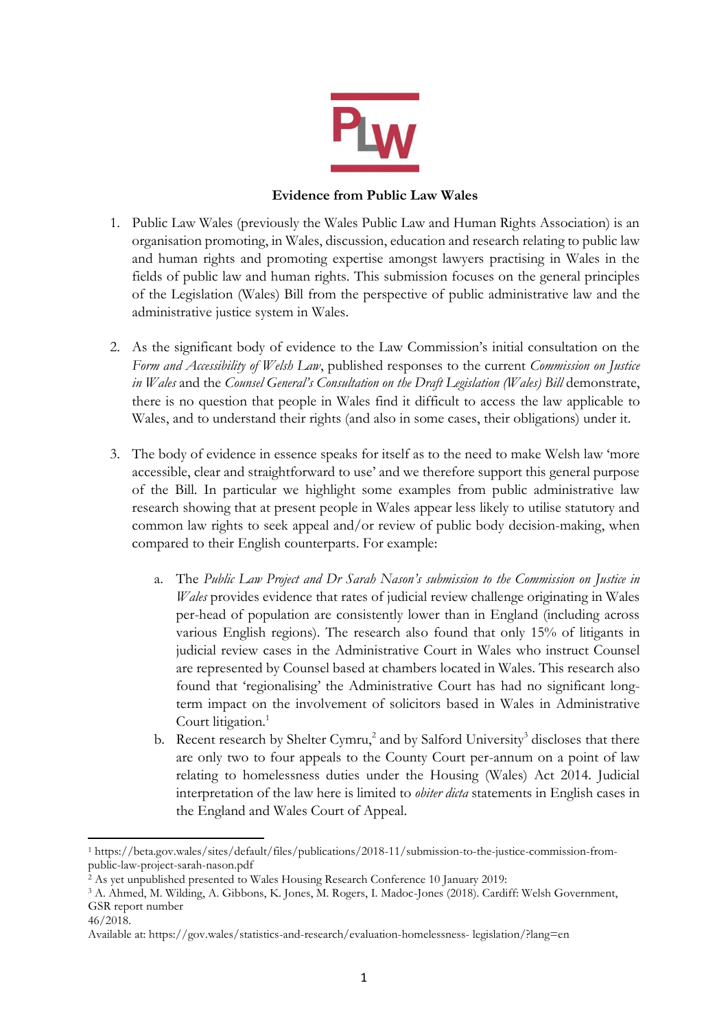PLW

**Evidence from Public Law Wales**

1. Public Law Wales (previously the Wales Public Law and Human Rights Association) is an organisation promoting, in Wales, discussion, education and research relating to public law and human rights and promoting expertise amongst lawyers practising in Wales in the fields of public law and human rights. This submission focuses on the general principles of the Legislation (Wales) Bill from the perspective of public administrative law and the administrative justice system in Wales.

2. As the significant body of evidence to the Law Commission's initial consultation on the *Form and Accessibility of Welsh Law*, published responses to the current *Commission on Justice in Wales* and the *Counsel General's Consultation on the Draft Legislation (Wales) Bill* demonstrate, there is no question that people in Wales find it difficult to access the law applicable to Wales, and to understand their rights (and also in some cases, their obligations) under it.

3. The body of evidence in essence speaks for itself as to the need to make Welsh law 'more accessible, clear and straightforward to use' and we therefore support this general purpose of the Bill. In particular we highlight some examples from public administrative law research showing that at present people in Wales appear less likely to utilise statutory and common law rights to seek appeal and/or review of public body decision-making, when compared to their English counterparts. For example:

   a. The *Public Law Project and Dr Sarah Nason's submission to the Commission on Justice in Wales* provides evidence that rates of judicial review challenge originating in Wales per-head of population are consistently lower than in England (including across various English regions). The research also found that only 15% of litigants in judicial review cases in the Administrative Court in Wales who instruct Counsel are represented by Counsel based at chambers located in Wales. This research also found that 'regionalising' the Administrative Court has had no significant long-term impact on the involvement of solicitors based in Wales in Administrative Court litigation.[1]

   b. Recent research by Shelter Cymru,[2] and by Salford University[3] discloses that there are only two to four appeals to the County Court per-annum on a point of law relating to homelessness duties under the Housing (Wales) Act 2014. Judicial interpretation of the law here is limited to *obiter dicta* statements in English cases in the England and Wales Court of Appeal.

---

[1] https://beta.gov.wales/sites/default/files/publications/2018-11/submission-to-the-justice-commission-from-public-law-project-sarah-nason.pdf

[2] As yet unpublished presented to Wales Housing Research Conference 10 January 2019:

[3] A. Ahmed, M. Wilding, A. Gibbons, K. Jones, M. Rogers, I. Madoc-Jones (2018). Cardiff: Welsh Government, GSR report number 46/2018.
Available at: https://gov.wales/statistics-and-research/evaluation-homelessness- legislation/?lang=en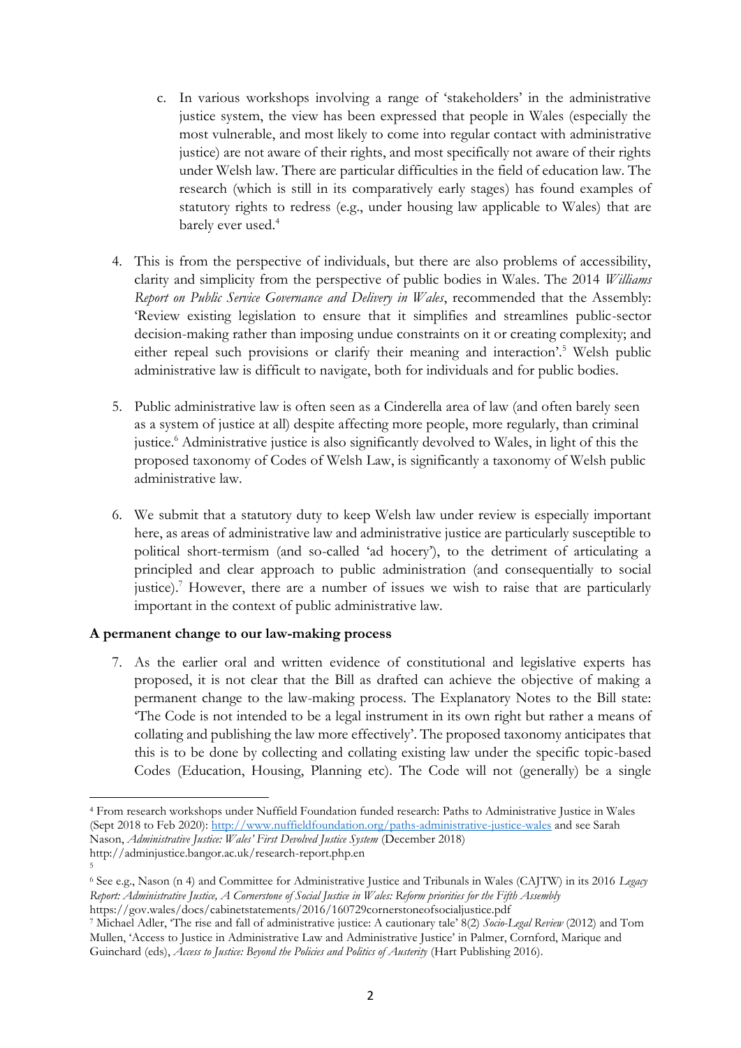c. In various workshops involving a range of 'stakeholders' in the administrative justice system, the view has been expressed that people in Wales (especially the most vulnerable, and most likely to come into regular contact with administrative justice) are not aware of their rights, and most specifically not aware of their rights under Welsh law. There are particular difficulties in the field of education law. The research (which is still in its comparatively early stages) has found examples of statutory rights to redress (e.g., under housing law applicable to Wales) that are barely ever used.[4]

4. This is from the perspective of individuals, but there are also problems of accessibility, clarity and simplicity from the perspective of public bodies in Wales. The 2014 *Williams Report on Public Service Governance and Delivery in Wales*, recommended that the Assembly: 'Review existing legislation to ensure that it simplifies and streamlines public-sector decision-making rather than imposing undue constraints on it or creating complexity; and either repeal such provisions or clarify their meaning and interaction'.[5] Welsh public administrative law is difficult to navigate, both for individuals and for public bodies.

5. Public administrative law is often seen as a Cinderella area of law (and often barely seen as a system of justice at all) despite affecting more people, more regularly, than criminal justice.[6] Administrative justice is also significantly devolved to Wales, in light of this the proposed taxonomy of Codes of Welsh Law, is significantly a taxonomy of Welsh public administrative law.

6. We submit that a statutory duty to keep Welsh law under review is especially important here, as areas of administrative law and administrative justice are particularly susceptible to political short-termism (and so-called 'ad hocery'), to the detriment of articulating a principled and clear approach to public administration (and consequentially to social justice).[7] However, there are a number of issues we wish to raise that are particularly important in the context of public administrative law.

**A permanent change to our law-making process**

7. As the earlier oral and written evidence of constitutional and legislative experts has proposed, it is not clear that the Bill as drafted can achieve the objective of making a permanent change to the law-making process. The Explanatory Notes to the Bill state: 'The Code is not intended to be a legal instrument in its own right but rather a means of collating and publishing the law more effectively'. The proposed taxonomy anticipates that this is to be done by collecting and collating existing law under the specific topic-based Codes (Education, Housing, Planning etc). The Code will not (generally) be a single

---

[4] From research workshops under Nuffield Foundation funded research: Paths to Administrative Justice in Wales (Sept 2018 to Feb 2020): http://www.nuffieldfoundation.org/paths-administrative-justice-wales and see Sarah Nason, *Administrative Justice: Wales' First Devolved Justice System* (December 2018) http://adminjustice.bangor.ac.uk/research-report.php.en

[5]

[6] See e.g., Nason (n 4) and Committee for Administrative Justice and Tribunals in Wales (CAJTW) in its 2016 *Legacy Report: Administrative Justice, A Cornerstone of Social Justice in Wales: Reform priorities for the Fifth Assembly* https://gov.wales/docs/cabinetstatements/2016/160729cornerstoneofsocialjustice.pdf

[7] Michael Adler, 'The rise and fall of administrative justice: A cautionary tale' 8(2) *Socio-Legal Review* (2012) and Tom Mullen, 'Access to Justice in Administrative Law and Administrative Justice' in Palmer, Cornford, Marique and Guinchard (eds), *Access to Justice: Beyond the Policies and Politics of Austerity* (Hart Publishing 2016).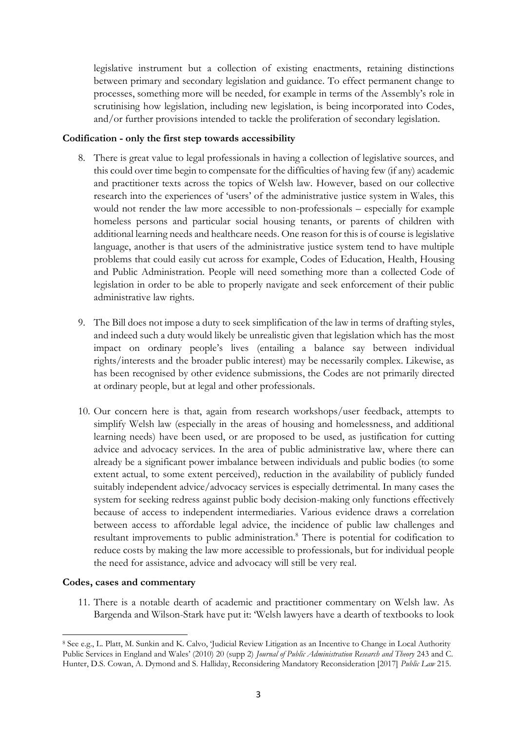legislative instrument but a collection of existing enactments, retaining distinctions between primary and secondary legislation and guidance. To effect permanent change to processes, something more will be needed, for example in terms of the Assembly's role in scrutinising how legislation, including new legislation, is being incorporated into Codes, and/or further provisions intended to tackle the proliferation of secondary legislation.

**Codification - only the first step towards accessibility**

8. There is great value to legal professionals in having a collection of legislative sources, and this could over time begin to compensate for the difficulties of having few (if any) academic and practitioner texts across the topics of Welsh law. However, based on our collective research into the experiences of 'users' of the administrative justice system in Wales, this would not render the law more accessible to non-professionals – especially for example homeless persons and particular social housing tenants, or parents of children with additional learning needs and healthcare needs. One reason for this is of course is legislative language, another is that users of the administrative justice system tend to have multiple problems that could easily cut across for example, Codes of Education, Health, Housing and Public Administration. People will need something more than a collected Code of legislation in order to be able to properly navigate and seek enforcement of their public administrative law rights.

9. The Bill does not impose a duty to seek simplification of the law in terms of drafting styles, and indeed such a duty would likely be unrealistic given that legislation which has the most impact on ordinary people's lives (entailing a balance say between individual rights/interests and the broader public interest) may be necessarily complex. Likewise, as has been recognised by other evidence submissions, the Codes are not primarily directed at ordinary people, but at legal and other professionals.

10. Our concern here is that, again from research workshops/user feedback, attempts to simplify Welsh law (especially in the areas of housing and homelessness, and additional learning needs) have been used, or are proposed to be used, as justification for cutting advice and advocacy services. In the area of public administrative law, where there can already be a significant power imbalance between individuals and public bodies (to some extent actual, to some extent perceived), reduction in the availability of publicly funded suitably independent advice/advocacy services is especially detrimental. In many cases the system for seeking redress against public body decision-making only functions effectively because of access to independent intermediaries. Various evidence draws a correlation between access to affordable legal advice, the incidence of public law challenges and resultant improvements to public administration.[8] There is potential for codification to reduce costs by making the law more accessible to professionals, but for individual people the need for assistance, advice and advocacy will still be very real.

**Codes, cases and commentary**

11. There is a notable dearth of academic and practitioner commentary on Welsh law. As Bargenda and Wilson-Stark have put it: 'Welsh lawyers have a dearth of textbooks to look

[8] See e.g., L. Platt, M. Sunkin and K. Calvo, 'Judicial Review Litigation as an Incentive to Change in Local Authority Public Services in England and Wales' (2010) 20 (supp 2) *Journal of Public Administration Research and Theory* 243 and C. Hunter, D.S. Cowan, A. Dymond and S. Halliday, Reconsidering Mandatory Reconsideration [2017] *Public Law* 215.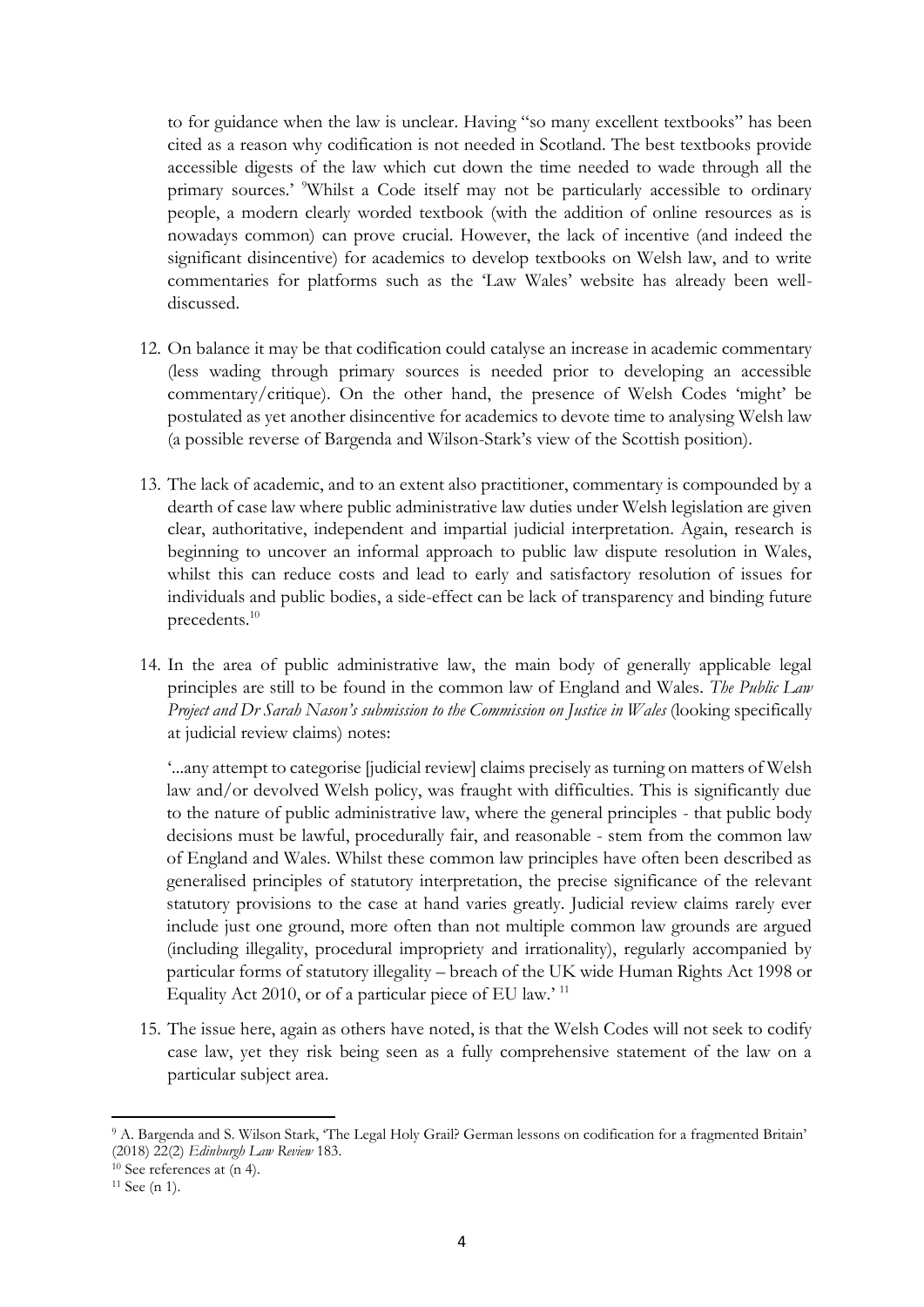to for guidance when the law is unclear. Having "so many excellent textbooks" has been cited as a reason why codification is not needed in Scotland. The best textbooks provide accessible digests of the law which cut down the time needed to wade through all the primary sources.' [9]Whilst a Code itself may not be particularly accessible to ordinary people, a modern clearly worded textbook (with the addition of online resources as is nowadays common) can prove crucial. However, the lack of incentive (and indeed the significant disincentive) for academics to develop textbooks on Welsh law, and to write commentaries for platforms such as the 'Law Wales' website has already been well-discussed.

12. On balance it may be that codification could catalyse an increase in academic commentary (less wading through primary sources is needed prior to developing an accessible commentary/critique). On the other hand, the presence of Welsh Codes 'might' be postulated as yet another disincentive for academics to devote time to analysing Welsh law (a possible reverse of Bargenda and Wilson-Stark's view of the Scottish position).

13. The lack of academic, and to an extent also practitioner, commentary is compounded by a dearth of case law where public administrative law duties under Welsh legislation are given clear, authoritative, independent and impartial judicial interpretation. Again, research is beginning to uncover an informal approach to public law dispute resolution in Wales, whilst this can reduce costs and lead to early and satisfactory resolution of issues for individuals and public bodies, a side-effect can be lack of transparency and binding future precedents.[10]

14. In the area of public administrative law, the main body of generally applicable legal principles are still to be found in the common law of England and Wales. *The Public Law Project and Dr Sarah Nason's submission to the Commission on Justice in Wales* (looking specifically at judicial review claims) notes:

    '...any attempt to categorise [judicial review] claims precisely as turning on matters of Welsh law and/or devolved Welsh policy, was fraught with difficulties. This is significantly due to the nature of public administrative law, where the general principles - that public body decisions must be lawful, procedurally fair, and reasonable - stem from the common law of England and Wales. Whilst these common law principles have often been described as generalised principles of statutory interpretation, the precise significance of the relevant statutory provisions to the case at hand varies greatly. Judicial review claims rarely ever include just one ground, more often than not multiple common law grounds are argued (including illegality, procedural impropriety and irrationality), regularly accompanied by particular forms of statutory illegality – breach of the UK wide Human Rights Act 1998 or Equality Act 2010, or of a particular piece of EU law.' [11]

15. The issue here, again as others have noted, is that the Welsh Codes will not seek to codify case law, yet they risk being seen as a fully comprehensive statement of the law on a particular subject area.

---

[9] A. Bargenda and S. Wilson Stark, 'The Legal Holy Grail? German lessons on codification for a fragmented Britain' (2018) 22(2) *Edinburgh Law Review* 183.

[10] See references at (n 4).

[11] See (n 1).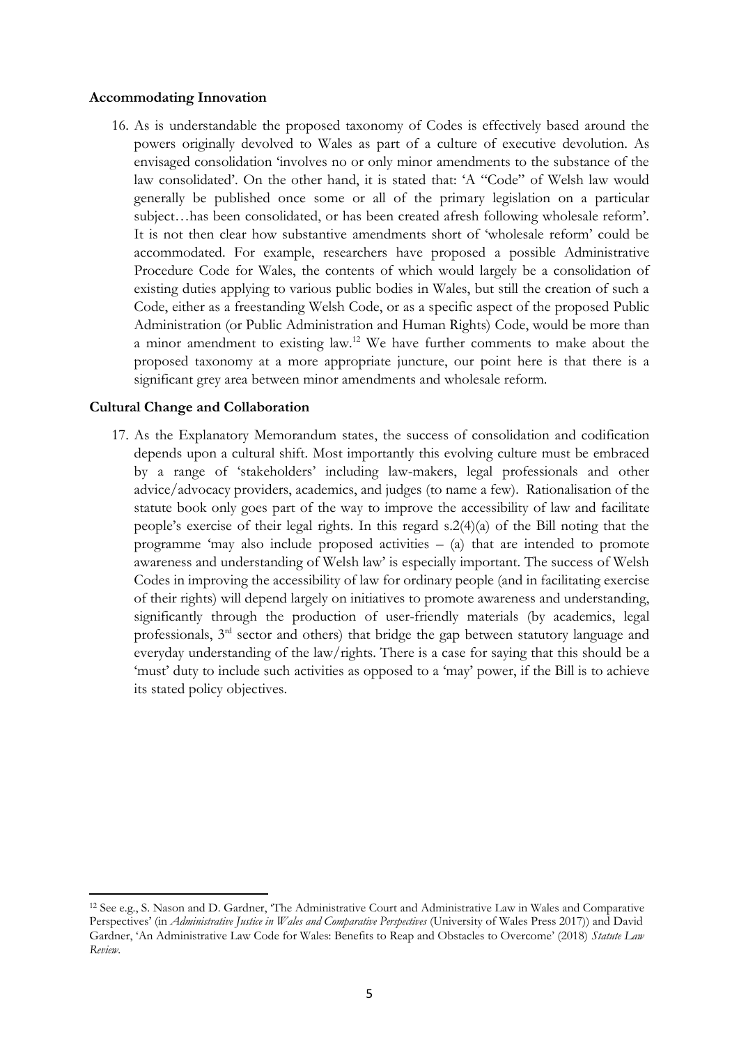**Accommodating Innovation**

16. As is understandable the proposed taxonomy of Codes is effectively based around the powers originally devolved to Wales as part of a culture of executive devolution. As envisaged consolidation 'involves no or only minor amendments to the substance of the law consolidated'. On the other hand, it is stated that: 'A "Code" of Welsh law would generally be published once some or all of the primary legislation on a particular subject…has been consolidated, or has been created afresh following wholesale reform'. It is not then clear how substantive amendments short of 'wholesale reform' could be accommodated. For example, researchers have proposed a possible Administrative Procedure Code for Wales, the contents of which would largely be a consolidation of existing duties applying to various public bodies in Wales, but still the creation of such a Code, either as a freestanding Welsh Code, or as a specific aspect of the proposed Public Administration (or Public Administration and Human Rights) Code, would be more than a minor amendment to existing law.[12] We have further comments to make about the proposed taxonomy at a more appropriate juncture, our point here is that there is a significant grey area between minor amendments and wholesale reform.

**Cultural Change and Collaboration**

17. As the Explanatory Memorandum states, the success of consolidation and codification depends upon a cultural shift. Most importantly this evolving culture must be embraced by a range of 'stakeholders' including law-makers, legal professionals and other advice/advocacy providers, academics, and judges (to name a few). Rationalisation of the statute book only goes part of the way to improve the accessibility of law and facilitate people's exercise of their legal rights. In this regard s.2(4)(a) of the Bill noting that the programme 'may also include proposed activities – (a) that are intended to promote awareness and understanding of Welsh law' is especially important. The success of Welsh Codes in improving the accessibility of law for ordinary people (and in facilitating exercise of their rights) will depend largely on initiatives to promote awareness and understanding, significantly through the production of user-friendly materials (by academics, legal professionals, 3rd sector and others) that bridge the gap between statutory language and everyday understanding of the law/rights. There is a case for saying that this should be a 'must' duty to include such activities as opposed to a 'may' power, if the Bill is to achieve its stated policy objectives.

---

[12] See e.g., S. Nason and D. Gardner, 'The Administrative Court and Administrative Law in Wales and Comparative Perspectives' (in *Administrative Justice in Wales and Comparative Perspectives* (University of Wales Press 2017)) and David Gardner, 'An Administrative Law Code for Wales: Benefits to Reap and Obstacles to Overcome' (2018) *Statute Law Review*.